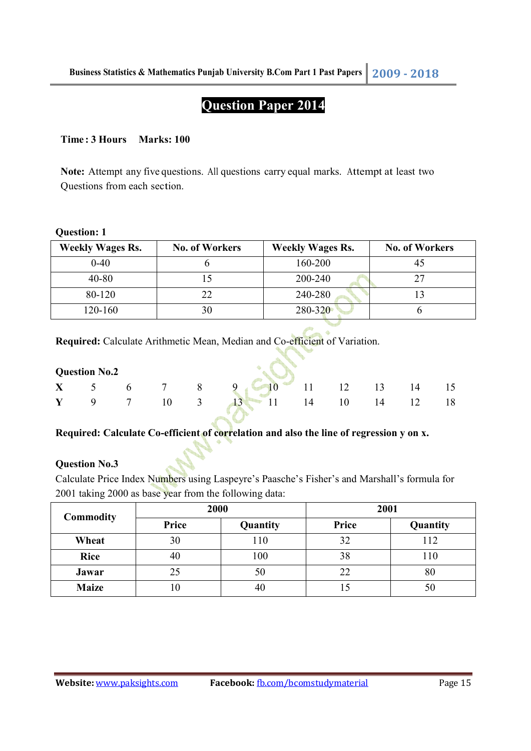# Question Paper 2014

**Time : 3 Hours    Marks: 100**

**Note:** Attempt any five questions. All questions carry equal marks. Attempt at least two Questions from each section.

**Question: 1**

| Weekly Wages Rs. | No. of Workers | Weekly Wages Rs. | No. of Workers |
|---|---|---|---|
| 0-40 | 6 | 160-200 | 45 |
| 40-80 | 15 | 200-240 | 27 |
| 80-120 | 22 | 240-280 | 13 |
| 120-160 | 30 | 280-320 | 6 |

**Required:** Calculate Arithmetic Mean, Median and Co-efficient of Variation.

**Question No.2**

| X | 5 | 6 | 7 | 8 | 9 | 10 | 11 | 12 | 13 | 14 | 15 |
|---|---|---|---|---|---|---|---|---|---|---|---|
| Y | 9 | 7 | 10 | 3 | 13 | 11 | 14 | 10 | 14 | 12 | 18 |

**Required: Calculate Co-efficient of correlation and also the line of regression y on x.**

**Question No.3**

Calculate Price Index Numbers using Laspeyre's Paasche's Fisher's and Marshall's formula for 2001 taking 2000 as base year from the following data:

| Commodity | 2000 | | 2001 | |
|---|---|---|---|---|
| | Price | Quantity | Price | Quantity |
| **Wheat** | 30 | 110 | 32 | 112 |
| **Rice** | 40 | 100 | 38 | 110 |
| **Jawar** | 25 | 50 | 22 | 80 |
| **Maize** | 10 | 40 | 15 | 50 |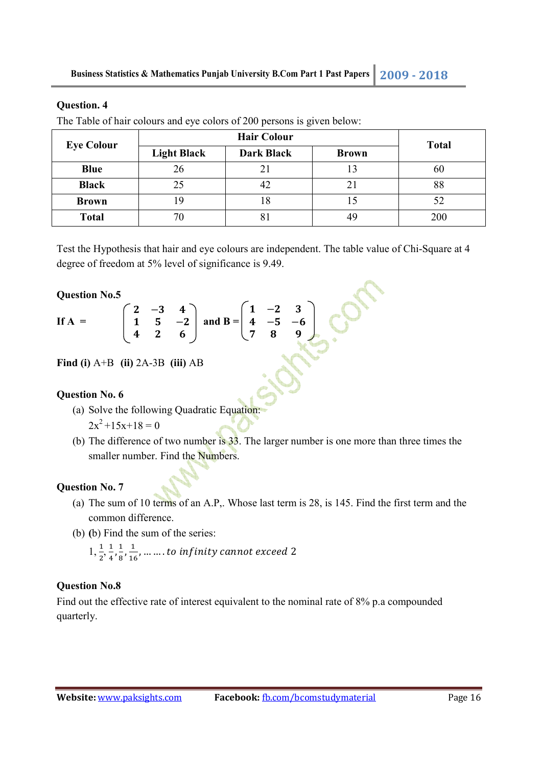**Question. 4**

The Table of hair colours and eye colors of 200 persons is given below:

| Eye Colour | Hair Colour | | | Total |
|---|---|---|---|---|
| | Light Black | Dark Black | Brown | |
| **Blue** | 26 | 21 | 13 | 60 |
| **Black** | 25 | 42 | 21 | 88 |
| **Brown** | 19 | 18 | 15 | 52 |
| **Total** | 70 | 81 | 49 | 200 |

Test the Hypothesis that hair and eye colours are independent. The table value of Chi-Square at 4 degree of freedom at 5% level of significance is 9.49.

**Question No.5**

**If** $A = \begin{pmatrix} 2 & -3 & 4 \\ 1 & 5 & -2 \\ 4 & 2 & 6 \end{pmatrix}$ **and** $B = \begin{pmatrix} 1 & -2 & 3 \\ 4 & -5 & -6 \\ 7 & 8 & 9 \end{pmatrix}$

**Find (i)** A+B **(ii)** 2A-3B **(iii)** AB

**Question No. 6**

(a) Solve the following Quadratic Equation:

$2x^2 + 15x + 18 = 0$

(b) The difference of two number is 33. The larger number is one more than three times the smaller number. Find the Numbers.

**Question No. 7**

(a) The sum of 10 terms of an A.P,. Whose last term is 28, is 145. Find the first term and the common difference.

(b) **(**b) Find the sum of the series:

$1, \frac{1}{2}, \frac{1}{4}, \frac{1}{8}, \frac{1}{16}, \ldots \ldots. \textit{to infinity cannot exceed } 2$

**Question No.8**

Find out the effective rate of interest equivalent to the nominal rate of 8% p.a compounded quarterly.